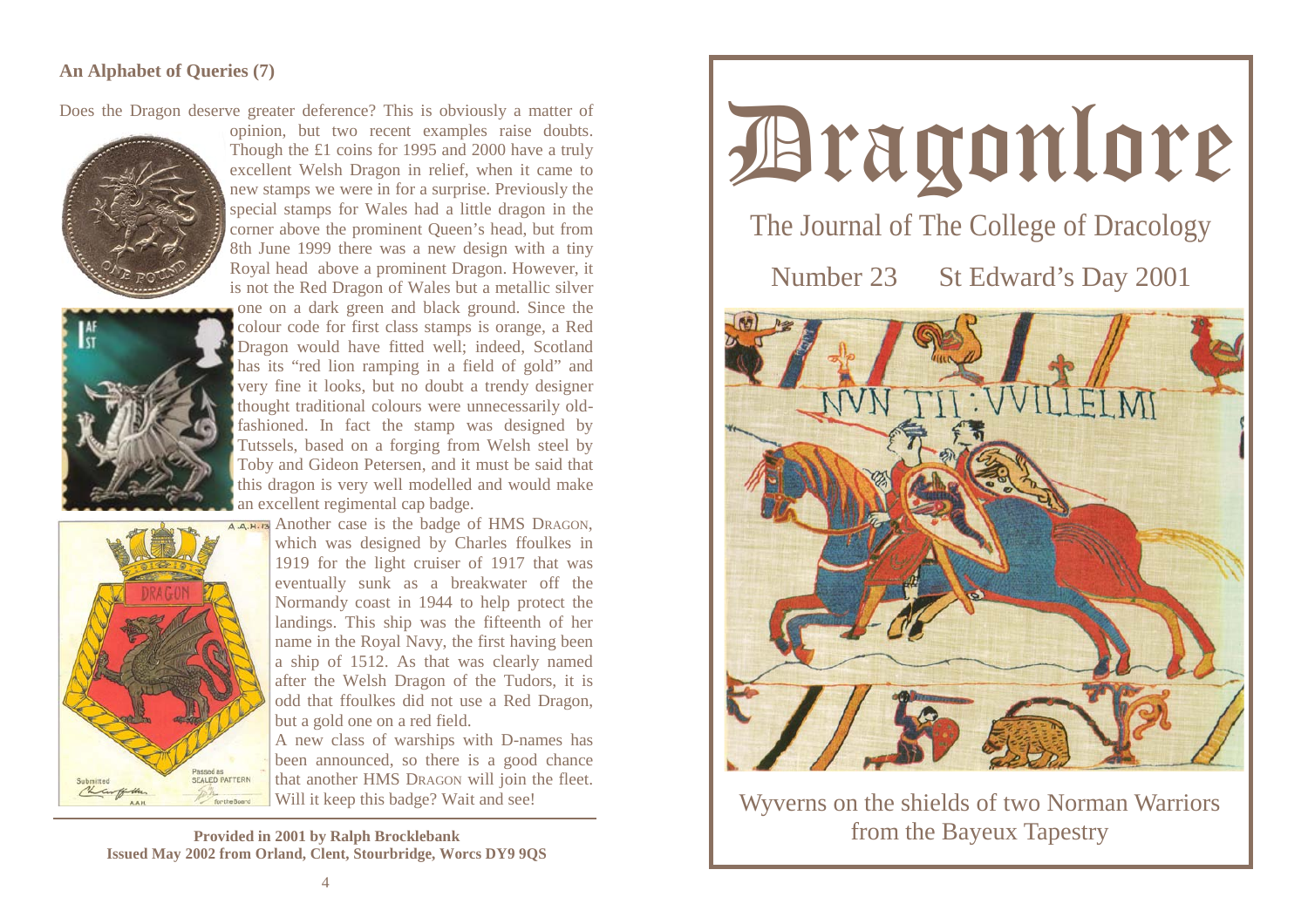## An Alphabet of Queries (7)

Does the Dragon deserve greater deference? This is obviously a matter of opinion, but two recent examples raise doubts. Though the £1 coins for 1995 and 2000 have a truly excellent Welsh Dragon in relief, when it came to new stamps we were in for a surprise. Previously the special stamps for Wales had a little dragon in the corner above the prominent Queen's head, but from 8th June 1999 there was a new design with a tiny Royal head above a prominent Dragon. However, it is not the Red Dragon of Wales but a metallic silver one on a dark green and black ground. Since the colour code for first class stamps is orange, a Red Dragon would have fitted well; indeed, Scotland has its "red lion ramping in a field of gold" and very fine it looks, but no doubt a trendy designer thought traditional colours were unnecessarily old-fashioned. In fact the stamp was designed by Tutssels, based on a forging from Welsh steel by Toby and Gideon Petersen, and it must be said that this dragon is very well modelled and would make an excellent regimental cap badge.

Another case is the badge of HMS DRAGON, which was designed by Charles ffoulkes in 1919 for the light cruiser of 1917 that was eventually sunk as a breakwater off the Normandy coast in 1944 to help protect the landings. This ship was the fifteenth of her name in the Royal Navy, the first having been a ship of 1512. As that was clearly named after the Welsh Dragon of the Tudors, it is odd that ffoulkes did not use a Red Dragon, but a gold one on a red field.

A new class of warships with D-names has been announced, so there is a good chance that another HMS DRAGON will join the fleet. Will it keep this badge? Wait and see!

**Provided in 2001 by Ralph Brocklebank**
**Issued May 2002 from Orland, Clent, Stourbridge, Worcs DY9 9QS**

# Dragonlore

The Journal of The College of Dracology

Number 23 St Edward's Day 2001

Wyverns on the shields of two Norman Warriors from the Bayeux Tapestry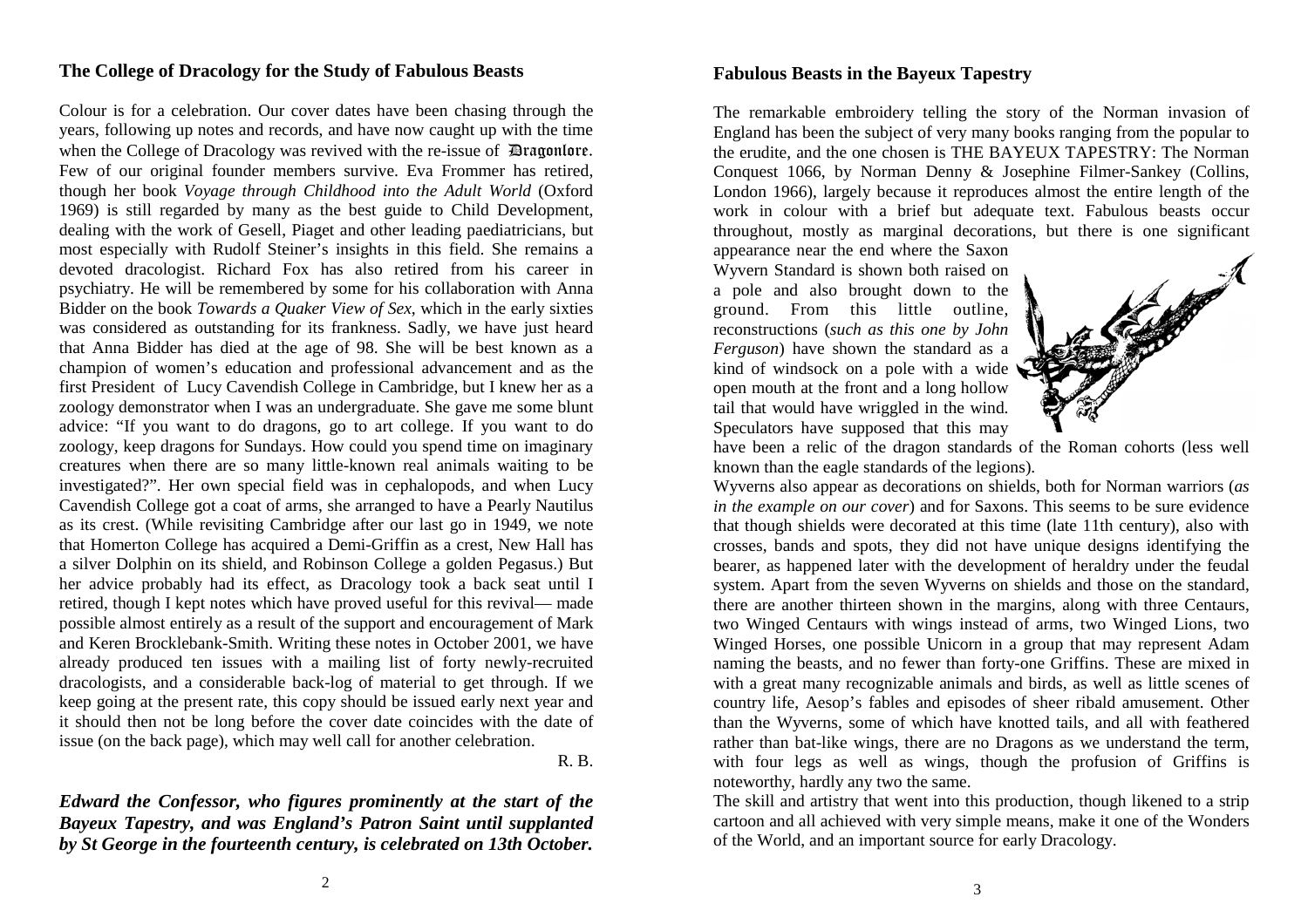## The College of Dracology for the Study of Fabulous Beasts

Colour is for a celebration. Our cover dates have been chasing through the years, following up notes and records, and have now caught up with the time when the College of Dracology was revived with the re-issue of Dragonlore. Few of our original founder members survive. Eva Frommer has retired, though her book *Voyage through Childhood into the Adult World* (Oxford 1969) is still regarded by many as the best guide to Child Development, dealing with the work of Gesell, Piaget and other leading paediatricians, but most especially with Rudolf Steiner's insights in this field. She remains a devoted dracologist. Richard Fox has also retired from his career in psychiatry. He will be remembered by some for his collaboration with Anna Bidder on the book *Towards a Quaker View of Sex*, which in the early sixties was considered as outstanding for its frankness. Sadly, we have just heard that Anna Bidder has died at the age of 98. She will be best known as a champion of women's education and professional advancement and as the first President of Lucy Cavendish College in Cambridge, but I knew her as a zoology demonstrator when I was an undergraduate. She gave me some blunt advice: "If you want to do dragons, go to art college. If you want to do zoology, keep dragons for Sundays. How could you spend time on imaginary creatures when there are so many little-known real animals waiting to be investigated?". Her own special field was in cephalopods, and when Lucy Cavendish College got a coat of arms, she arranged to have a Pearly Nautilus as its crest. (While revisiting Cambridge after our last go in 1949, we note that Homerton College has acquired a Demi-Griffin as a crest, New Hall has a silver Dolphin on its shield, and Robinson College a golden Pegasus.) But her advice probably had its effect, as Dracology took a back seat until I retired, though I kept notes which have proved useful for this revival— made possible almost entirely as a result of the support and encouragement of Mark and Keren Brocklebank-Smith. Writing these notes in October 2001, we have already produced ten issues with a mailing list of forty newly-recruited dracologists, and a considerable back-log of material to get through. If we keep going at the present rate, this copy should be issued early next year and it should then not be long before the cover date coincides with the date of issue (on the back page), which may well call for another celebration.

R. B.

***Edward the Confessor, who figures prominently at the start of the Bayeux Tapestry, and was England's Patron Saint until supplanted by St George in the fourteenth century, is celebrated on 13th October.***

## Fabulous Beasts in the Bayeux Tapestry

The remarkable embroidery telling the story of the Norman invasion of England has been the subject of very many books ranging from the popular to the erudite, and the one chosen is THE BAYEUX TAPESTRY: The Norman Conquest 1066, by Norman Denny & Josephine Filmer-Sankey (Collins, London 1966), largely because it reproduces almost the entire length of the work in colour with a brief but adequate text. Fabulous beasts occur throughout, mostly as marginal decorations, but there is one significant appearance near the end where the Saxon Wyvern Standard is shown both raised on a pole and also brought down to the ground. From this little outline, reconstructions (*such as this one by John Ferguson*) have shown the standard as a kind of windsock on a pole with a wide open mouth at the front and a long hollow tail that would have wriggled in the wind. Speculators have supposed that this may have been a relic of the dragon standards of the Roman cohorts (less well known than the eagle standards of the legions).

Wyverns also appear as decorations on shields, both for Norman warriors (*as in the example on our cover*) and for Saxons. This seems to be sure evidence that though shields were decorated at this time (late 11th century), also with crosses, bands and spots, they did not have unique designs identifying the bearer, as happened later with the development of heraldry under the feudal system. Apart from the seven Wyverns on shields and those on the standard, there are another thirteen shown in the margins, along with three Centaurs, two Winged Centaurs with wings instead of arms, two Winged Lions, two Winged Horses, one possible Unicorn in a group that may represent Adam naming the beasts, and no fewer than forty-one Griffins. These are mixed in with a great many recognizable animals and birds, as well as little scenes of country life, Aesop's fables and episodes of sheer ribald amusement. Other than the Wyverns, some of which have knotted tails, and all with feathered rather than bat-like wings, there are no Dragons as we understand the term, with four legs as well as wings, though the profusion of Griffins is noteworthy, hardly any two the same.

The skill and artistry that went into this production, though likened to a strip cartoon and all achieved with very simple means, make it one of the Wonders of the World, and an important source for early Dracology.